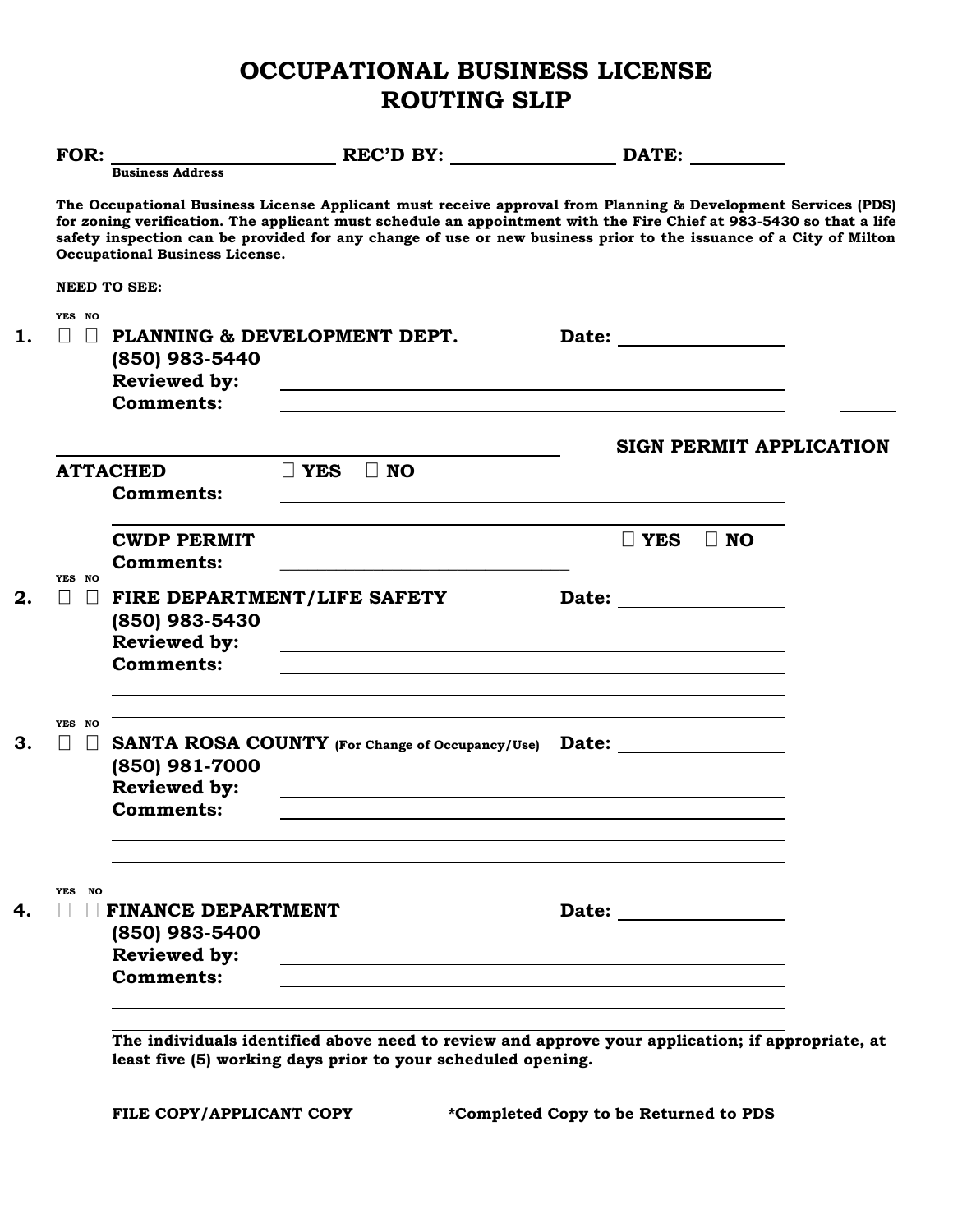# OCCUPATIONAL BUSINESS LICENSE
# ROUTING SLIP

**FOR:** ______________________ **REC'D BY:** ________________ **DATE:** __________
Business Address

**The Occupational Business License Applicant must receive approval from Planning & Development Services (PDS) for zoning verification. The applicant must schedule an appointment with the Fire Chief at 983-5430 so that a life safety inspection can be provided for any change of use or new business prior to the issuance of a City of Milton Occupational Business License.**

**NEED TO SEE:**

**1.** YES ☐ NO ☐ **PLANNING & DEVELOPMENT DEPT.** **Date:** ________________
**(850) 983-5440**
**Reviewed by:** ________________________________
**Comments:** ________________________________

**SIGN PERMIT APPLICATION ATTACHED** ☐ **YES** ☐ **NO**
**Comments:** ________________________________

**CWDP PERMIT** ☐ **YES** ☐ **NO**
**Comments:** ________________________________

**2.** YES ☐ NO ☐ **FIRE DEPARTMENT/LIFE SAFETY** **Date:** ________________
**(850) 983-5430**
**Reviewed by:** ________________________________
**Comments:** ________________________________

**3.** YES ☐ NO ☐ **SANTA ROSA COUNTY** **(For Change of Occupancy/Use)** **Date:** ________________
**(850) 981-7000**
**Reviewed by:** ________________________________
**Comments:** ________________________________

**4.** YES ☐ NO ☐ **FINANCE DEPARTMENT** **Date:** ________________
**(850) 983-5400**
**Reviewed by:** ________________________________
**Comments:** ________________________________

**The individuals identified above need to review and approve your application; if appropriate, at least five (5) working days prior to your scheduled opening.**

**FILE COPY/APPLICANT COPY** **\*Completed Copy to be Returned to PDS**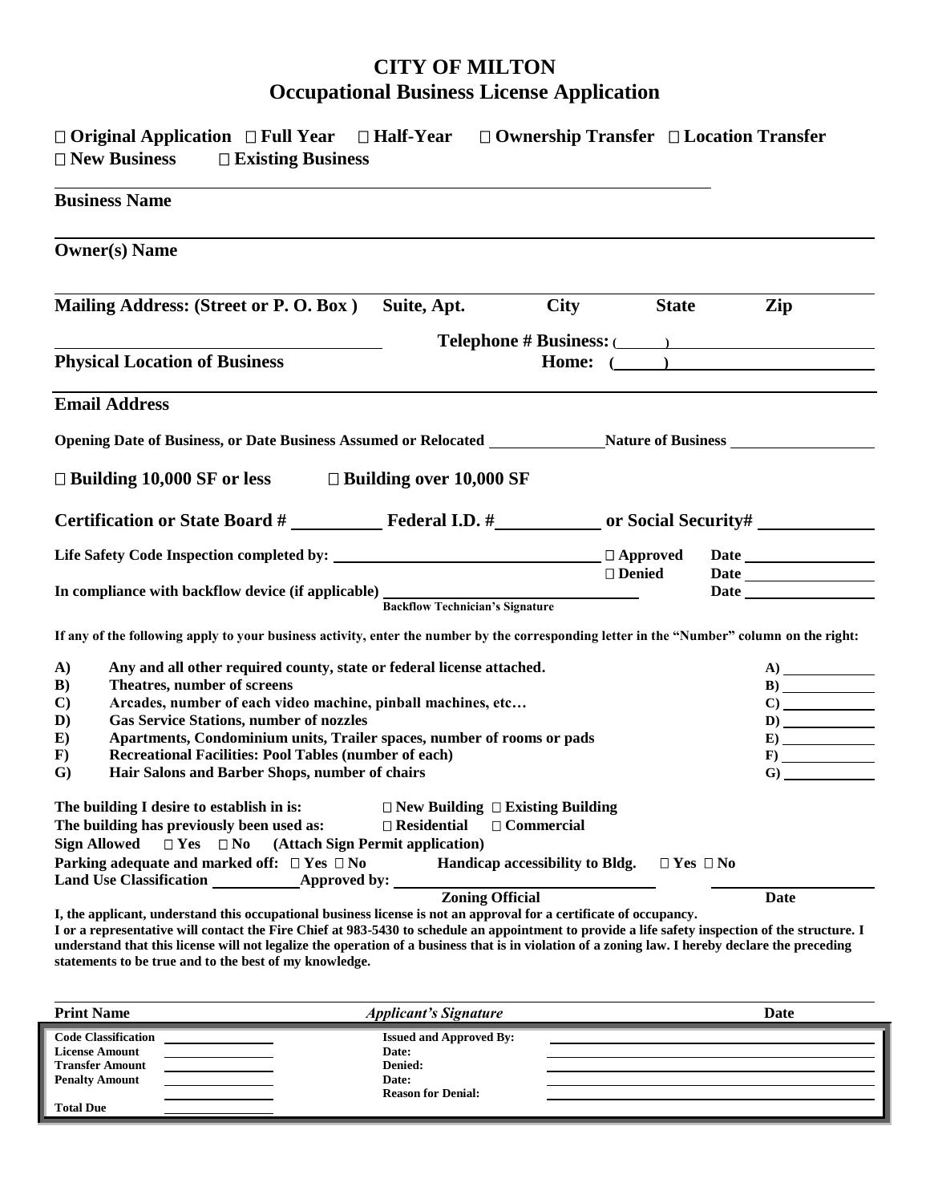# CITY OF MILTON
## Occupational Business License Application

☐ **Original Application** ☐ **Full Year** ☐ **Half-Year** ☐ **Ownership Transfer** ☐ **Location Transfer**
☐ **New Business** ☐ **Existing Business**

**Business Name**

**Owner(s) Name**

**Mailing Address: (Street or P. O. Box )** **Suite, Apt.** **City** **State** **Zip**

**Telephone # Business:** ( )

**Physical Location of Business** **Home:** ( )

**Email Address**

**Opening Date of Business, or Date Business Assumed or Relocated** ______ **Nature of Business** ______

☐ **Building 10,000 SF or less** ☐ **Building over 10,000 SF**

**Certification or State Board #** ______ **Federal I.D. #** ______ **or Social Security#** ______

**Life Safety Code Inspection completed by:** ______ ☐ **Approved** **Date** ______
☐ **Denied** **Date** ______

**In compliance with backflow device (if applicable)** ______ **Date** ______
**Backflow Technician's Signature**

**If any of the following apply to your business activity, enter the number by the corresponding letter in the "Number" column on the right:**

| | | |
|---|---|---|
| **A)** | **Any and all other required county, state or federal license attached.** | **A)** ______ |
| **B)** | **Theatres, number of screens** | **B)** ______ |
| **C)** | **Arcades, number of each video machine, pinball machines, etc…** | **C)** ______ |
| **D)** | **Gas Service Stations, number of nozzles** | **D)** ______ |
| **E)** | **Apartments, Condominium units, Trailer spaces, number of rooms or pads** | **E)** ______ |
| **F)** | **Recreational Facilities: Pool Tables (number of each)** | **F)** ______ |
| **G)** | **Hair Salons and Barber Shops, number of chairs** | **G)** ______ |

**The building I desire to establish in is:** ☐ **New Building** ☐ **Existing Building**
**The building has previously been used as:** ☐ **Residential** ☐ **Commercial**
**Sign Allowed** ☐ **Yes** ☐ **No** **(Attach Sign Permit application)**
**Parking adequate and marked off:** ☐ **Yes** ☐ **No** **Handicap accessibility to Bldg.** ☐ **Yes** ☐ **No**
**Land Use Classification** ______ **Approved by:** ______ ______
**Zoning Official** **Date**

**I, the applicant, understand this occupational business license is not an approval for a certificate of occupancy.**
**I or a representative will contact the Fire Chief at 983-5430 to schedule an appointment to provide a life safety inspection of the structure. I understand that this license will not legalize the operation of a business that is in violation of a zoning law. I hereby declare the preceding statements to be true and to the best of my knowledge.**

**Print Name** *Applicant's Signature* **Date**

| | | | |
|---|---|---|---|
| **Code Classification** | ______ | **Issued and Approved By:** | ______ |
| **License Amount** | ______ | **Date:** | ______ |
| **Transfer Amount** | ______ | **Denied:** | ______ |
| **Penalty Amount** | ______ | **Date:** | ______ |
| | ______ | **Reason for Denial:** | ______ |
| **Total Due** | ______ | | |